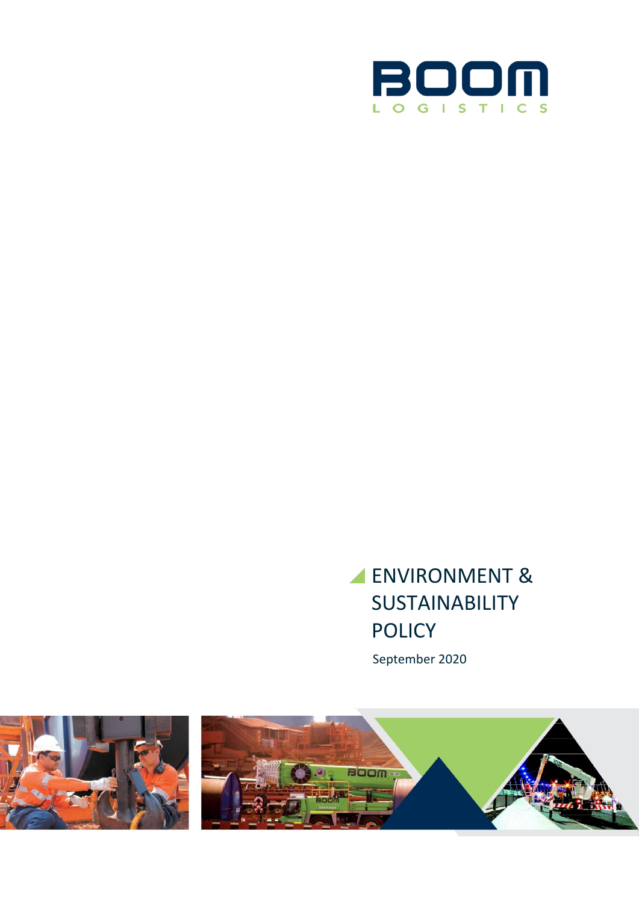BOOM

LOGISTICS

# ENVIRONMENT & SUSTAINABILITY POLICY

September 2020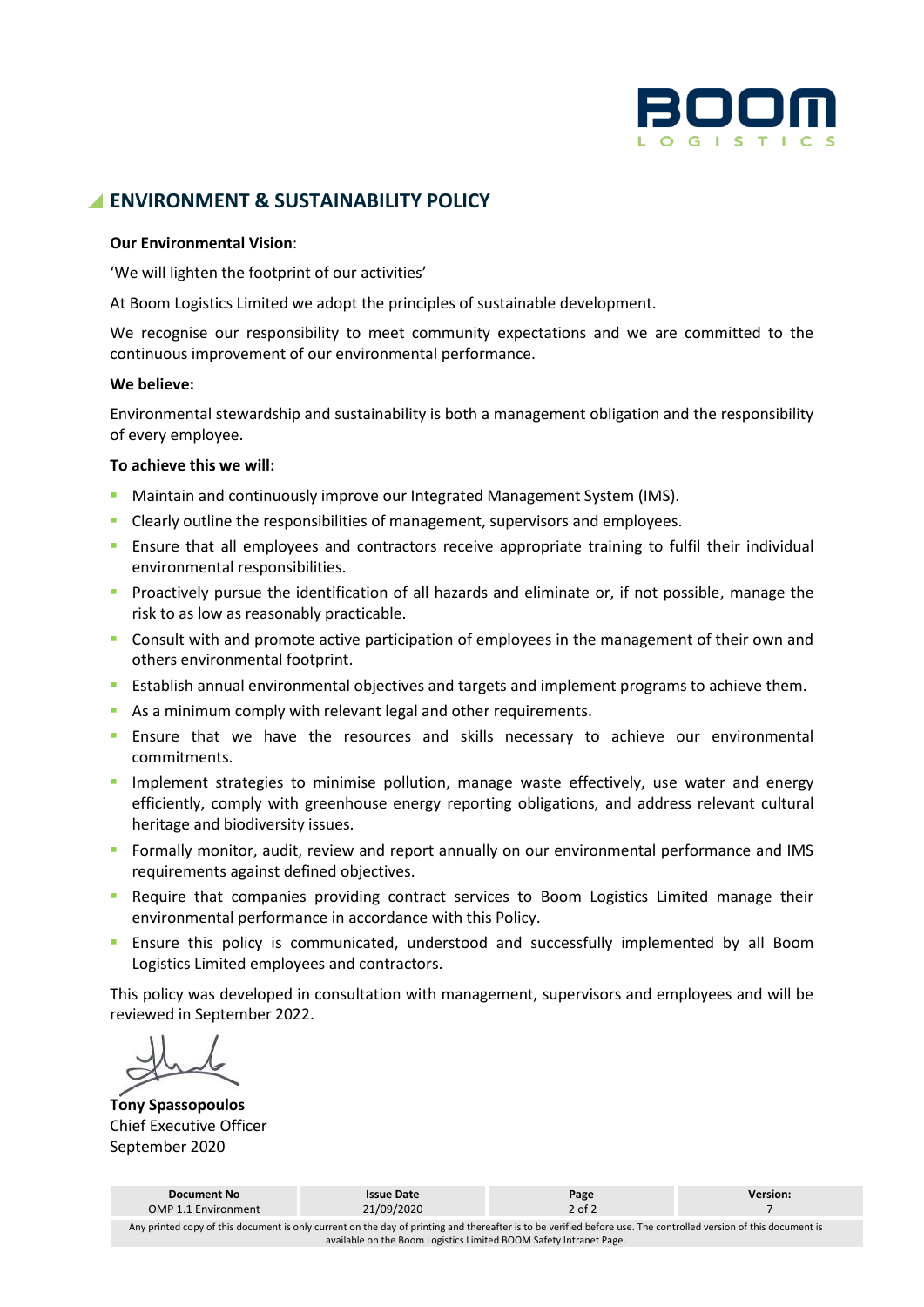## ENVIRONMENT & SUSTAINABILITY POLICY

**Our Environmental Vision**:

'We will lighten the footprint of our activities'

At Boom Logistics Limited we adopt the principles of sustainable development.

We recognise our responsibility to meet community expectations and we are committed to the continuous improvement of our environmental performance.

**We believe:**

Environmental stewardship and sustainability is both a management obligation and the responsibility of every employee.

**To achieve this we will:**

- Maintain and continuously improve our Integrated Management System (IMS).
- Clearly outline the responsibilities of management, supervisors and employees.
- Ensure that all employees and contractors receive appropriate training to fulfil their individual environmental responsibilities.
- Proactively pursue the identification of all hazards and eliminate or, if not possible, manage the risk to as low as reasonably practicable.
- Consult with and promote active participation of employees in the management of their own and others environmental footprint.
- Establish annual environmental objectives and targets and implement programs to achieve them.
- As a minimum comply with relevant legal and other requirements.
- Ensure that we have the resources and skills necessary to achieve our environmental commitments.
- Implement strategies to minimise pollution, manage waste effectively, use water and energy efficiently, comply with greenhouse energy reporting obligations, and address relevant cultural heritage and biodiversity issues.
- Formally monitor, audit, review and report annually on our environmental performance and IMS requirements against defined objectives.
- Require that companies providing contract services to Boom Logistics Limited manage their environmental performance in accordance with this Policy.
- Ensure this policy is communicated, understood and successfully implemented by all Boom Logistics Limited employees and contractors.

This policy was developed in consultation with management, supervisors and employees and will be reviewed in September 2022.

**Tony Spassopoulos**
Chief Executive Officer
September 2020

| Document No | Issue Date | Page | Version: |
|---|---|---|---|
| OMP 1.1 Environment | 21/09/2020 | 2 of 2 | 7 |

Any printed copy of this document is only current on the day of printing and thereafter is to be verified before use. The controlled version of this document is available on the Boom Logistics Limited BOOM Safety Intranet Page.